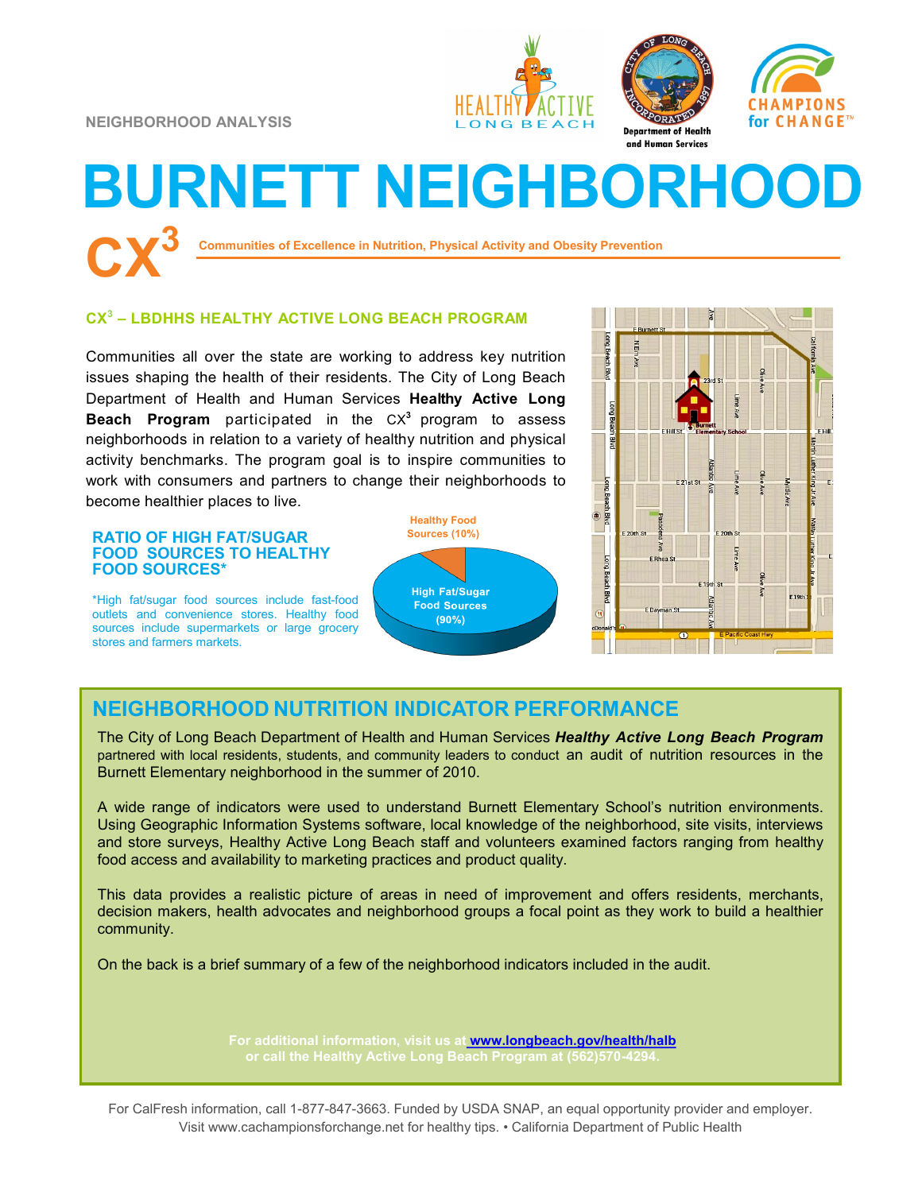NEIGHBORHOOD ANALYSIS

# BURNETT NEIGHBORHOOD

## CX³

Communities of Excellence in Nutrition, Physical Activity and Obesity Prevention

### CX³ – LBDHHS HEALTHY ACTIVE LONG BEACH PROGRAM

Communities all over the state are working to address key nutrition issues shaping the health of their residents. The City of Long Beach Department of Health and Human Services **Healthy Active Long Beach Program** participated in the CX³ program to assess neighborhoods in relation to a variety of healthy nutrition and physical activity benchmarks. The program goal is to inspire communities to work with consumers and partners to change their neighborhoods to become healthier places to live.

### RATIO OF HIGH FAT/SUGAR FOOD SOURCES TO HEALTHY FOOD SOURCES*

*High fat/sugar food sources include fast-food outlets and convenience stores. Healthy food sources include supermarkets or large grocery stores and farmers markets.

Healthy Food Sources (10%)

High Fat/Sugar Food Sources (90%)

## NEIGHBORHOOD NUTRITION INDICATOR PERFORMANCE

The City of Long Beach Department of Health and Human Services ***Healthy Active Long Beach Program*** partnered with local residents, students, and community leaders to conduct an audit of nutrition resources in the Burnett Elementary neighborhood in the summer of 2010.

A wide range of indicators were used to understand Burnett Elementary School's nutrition environments. Using Geographic Information Systems software, local knowledge of the neighborhood, site visits, interviews and store surveys, Healthy Active Long Beach staff and volunteers examined factors ranging from healthy food access and availability to marketing practices and product quality.

This data provides a realistic picture of areas in need of improvement and offers residents, merchants, decision makers, health advocates and neighborhood groups a focal point as they work to build a healthier community.

On the back is a brief summary of a few of the neighborhood indicators included in the audit.

**For additional information, visit us at www.longbeach.gov/health/halb or call the Healthy Active Long Beach Program at (562)570-4294.**

For CalFresh information, call 1-877-847-3663. Funded by USDA SNAP, an equal opportunity provider and employer. Visit www.cachampionsforchange.net for healthy tips. • California Department of Public Health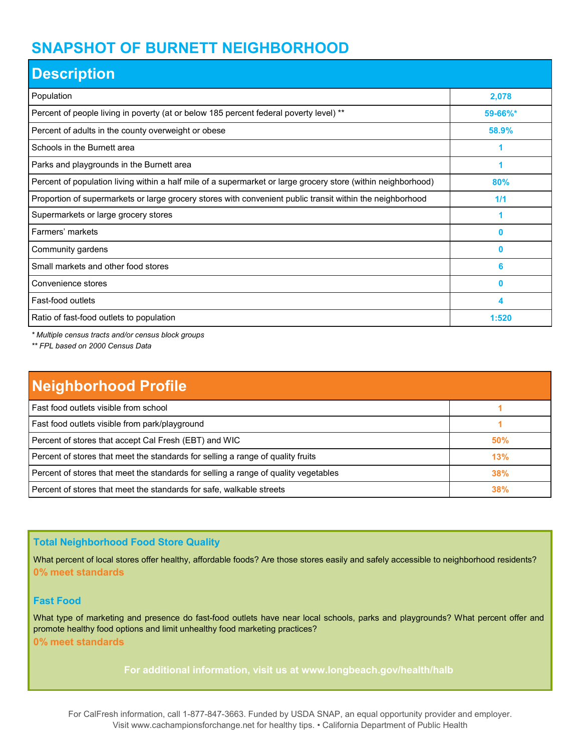# SNAPSHOT OF BURNETT NEIGHBORHOOD

| Description | |
|---|---|
| Population | 2,078 |
| Percent of people living in poverty (at or below 185 percent federal poverty level) ** | 59-66%* |
| Percent of adults in the county overweight or obese | 58.9% |
| Schools in the Burnett area | 1 |
| Parks and playgrounds in the Burnett area | 1 |
| Percent of population living within a half mile of a supermarket or large grocery store (within neighborhood) | 80% |
| Proportion of supermarkets or large grocery stores with convenient public transit within the neighborhood | 1/1 |
| Supermarkets or large grocery stores | 1 |
| Farmers' markets | 0 |
| Community gardens | 0 |
| Small markets and other food stores | 6 |
| Convenience stores | 0 |
| Fast-food outlets | 4 |
| Ratio of fast-food outlets to population | 1:520 |

*\* Multiple census tracts and/or census block groups*

*\*\* FPL based on 2000 Census Data*

| Neighborhood Profile | |
|---|---|
| Fast food outlets visible from school | 1 |
| Fast food outlets visible from park/playground | 1 |
| Percent of stores that accept Cal Fresh (EBT) and WIC | 50% |
| Percent of stores that meet the standards for selling a range of quality fruits | 13% |
| Percent of stores that meet the standards for selling a range of quality vegetables | 38% |
| Percent of stores that meet the standards for safe, walkable streets | 38% |

### Total Neighborhood Food Store Quality

What percent of local stores offer healthy, affordable foods? Are those stores easily and safely accessible to neighborhood residents?

**0% meet standards**

### Fast Food

What type of marketing and presence do fast-food outlets have near local schools, parks and playgrounds? What percent offer and promote healthy food options and limit unhealthy food marketing practices?

**0% meet standards**

**For additional information, visit us at www.longbeach.gov/health/halb**

For CalFresh information, call 1-877-847-3663. Funded by USDA SNAP, an equal opportunity provider and employer. Visit www.cachampionsforchange.net for healthy tips. • California Department of Public Health